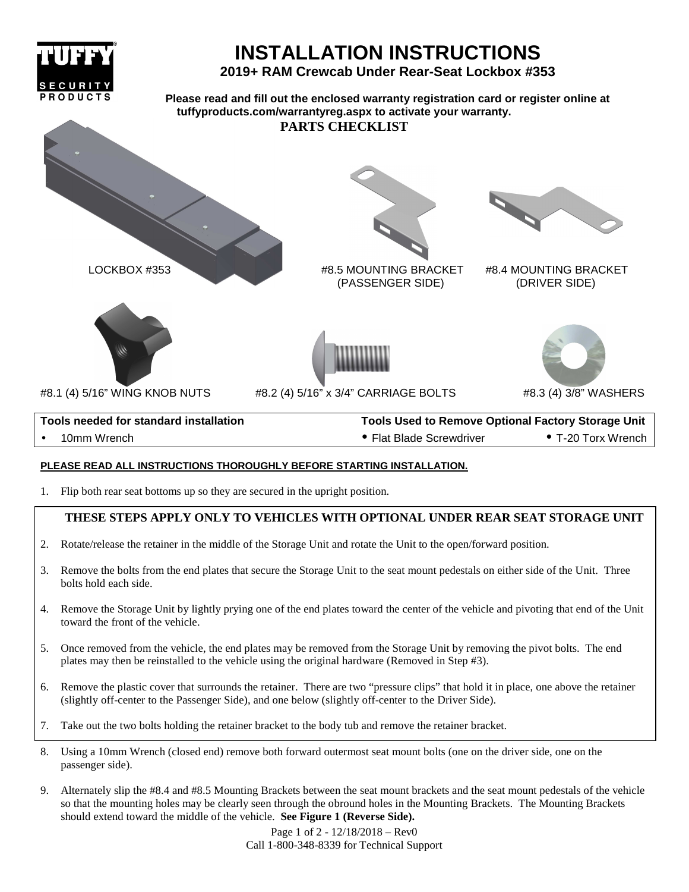# INSTALLATION INSTRUCTIONS

## 2019+ RAM Crewcab Under Rear-Seat Lockbox #353

**Please read and fill out the enclosed warranty registration card or register online at tuffyproducts.com/warrantyreg.aspx to activate your warranty.**

### PARTS CHECKLIST

LOCKBOX #353

#8.5 MOUNTING BRACKET (PASSENGER SIDE)

#8.4 MOUNTING BRACKET (DRIVER SIDE)

#8.1 (4) 5/16" WING KNOB NUTS

#8.2 (4) 5/16" x 3/4" CARRIAGE BOLTS

#8.3 (4) 3/8" WASHERS

| Tools needed for standard installation | Tools Used to Remove Optional Factory Storage Unit | |
|---|---|---|
| • 10mm Wrench | • Flat Blade Screwdriver | • T-20 Torx Wrench |

**PLEASE READ ALL INSTRUCTIONS THOROUGHLY BEFORE STARTING INSTALLATION.**

1. Flip both rear seat bottoms up so they are secured in the upright position.

**THESE STEPS APPLY ONLY TO VEHICLES WITH OPTIONAL UNDER REAR SEAT STORAGE UNIT**

2. Rotate/release the retainer in the middle of the Storage Unit and rotate the Unit to the open/forward position.
3. Remove the bolts from the end plates that secure the Storage Unit to the seat mount pedestals on either side of the Unit. Three bolts hold each side.
4. Remove the Storage Unit by lightly prying one of the end plates toward the center of the vehicle and pivoting that end of the Unit toward the front of the vehicle.
5. Once removed from the vehicle, the end plates may be removed from the Storage Unit by removing the pivot bolts. The end plates may then be reinstalled to the vehicle using the original hardware (Removed in Step #3).
6. Remove the plastic cover that surrounds the retainer. There are two "pressure clips" that hold it in place, one above the retainer (slightly off-center to the Passenger Side), and one below (slightly off-center to the Driver Side).
7. Take out the two bolts holding the retainer bracket to the body tub and remove the retainer bracket.
8. Using a 10mm Wrench (closed end) remove both forward outermost seat mount bolts (one on the driver side, one on the passenger side).
9. Alternately slip the #8.4 and #8.5 Mounting Brackets between the seat mount brackets and the seat mount pedestals of the vehicle so that the mounting holes may be clearly seen through the obround holes in the Mounting Brackets. The Mounting Brackets should extend toward the middle of the vehicle. **See Figure 1 (Reverse Side).**

Page 1 of 2 - 12/18/2018 – Rev0
Call 1-800-348-8339 for Technical Support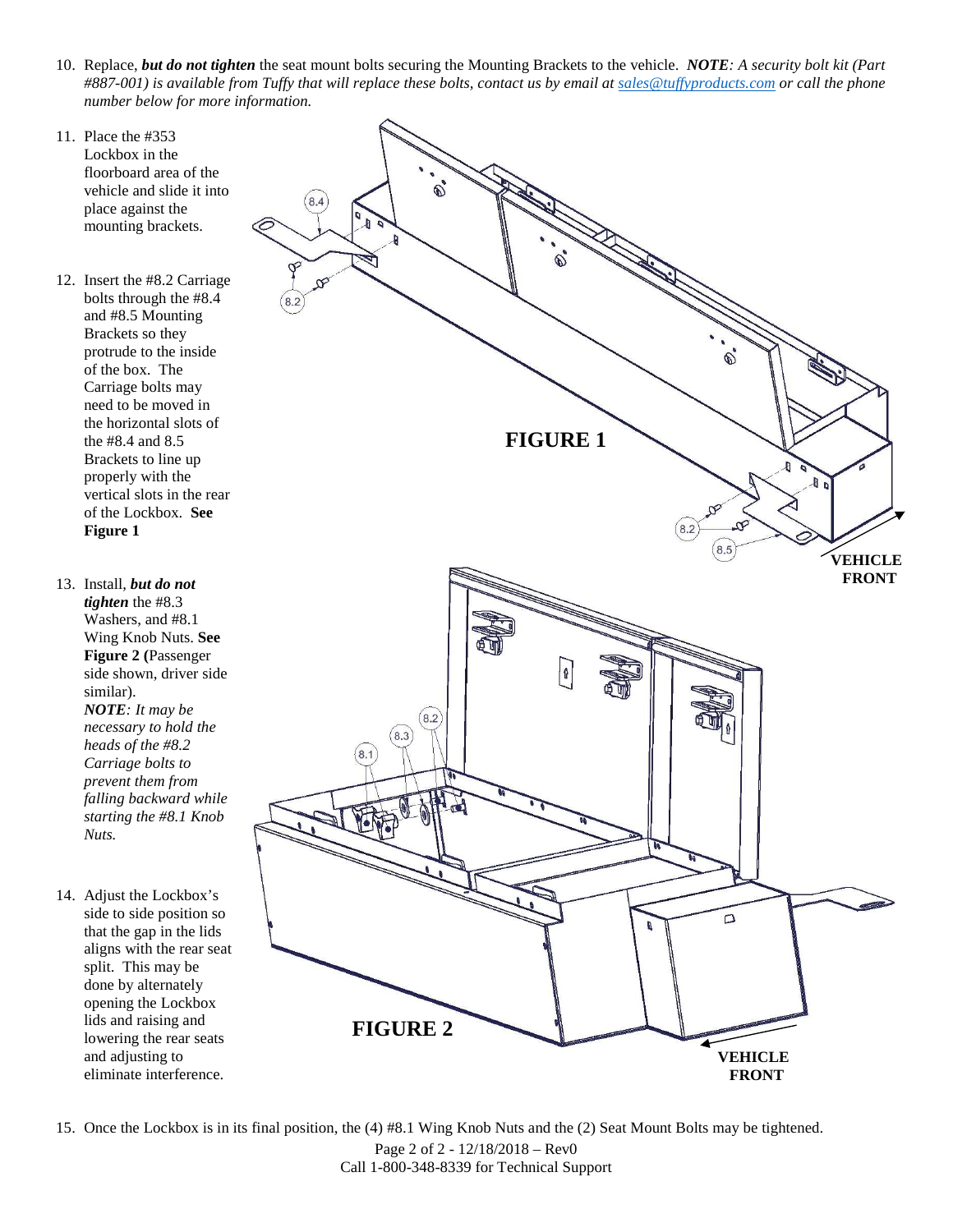10. Replace, ***but do not tighten*** the seat mount bolts securing the Mounting Brackets to the vehicle. ***NOTE****: A security bolt kit (Part #887-001) is available from Tuffy that will replace these bolts, contact us by email at [sales@tuffyproducts.com](mailto:sales@tuffyproducts.com) or call the phone number below for more information.*

11. Place the #353 Lockbox in the floorboard area of the vehicle and slide it into place against the mounting brackets.

12. Insert the #8.2 Carriage bolts through the #8.4 and #8.5 Mounting Brackets so they protrude to the inside of the box. The Carriage bolts may need to be moved in the horizontal slots of the #8.4 and 8.5 Brackets to line up properly with the vertical slots in the rear of the Lockbox. **See Figure 1**

8.4
8.2
8.2
8.5

**FIGURE 1**

**VEHICLE FRONT**

13. Install, ***but do not tighten*** the #8.3 Washers, and #8.1 Wing Knob Nuts. **See Figure 2 (**Passenger side shown, driver side similar).
***NOTE****: It may be necessary to hold the heads of the #8.2 Carriage bolts to prevent them from falling backward while starting the #8.1 Knob Nuts.*

8.1
8.3
8.2

**FIGURE 2**

**VEHICLE FRONT**

14. Adjust the Lockbox's side to side position so that the gap in the lids aligns with the rear seat split. This may be done by alternately opening the Lockbox lids and raising and lowering the rear seats and adjusting to eliminate interference.

15. Once the Lockbox is in its final position, the (4) #8.1 Wing Knob Nuts and the (2) Seat Mount Bolts may be tightened.

Call 1-800-348-8339 for Technical Support